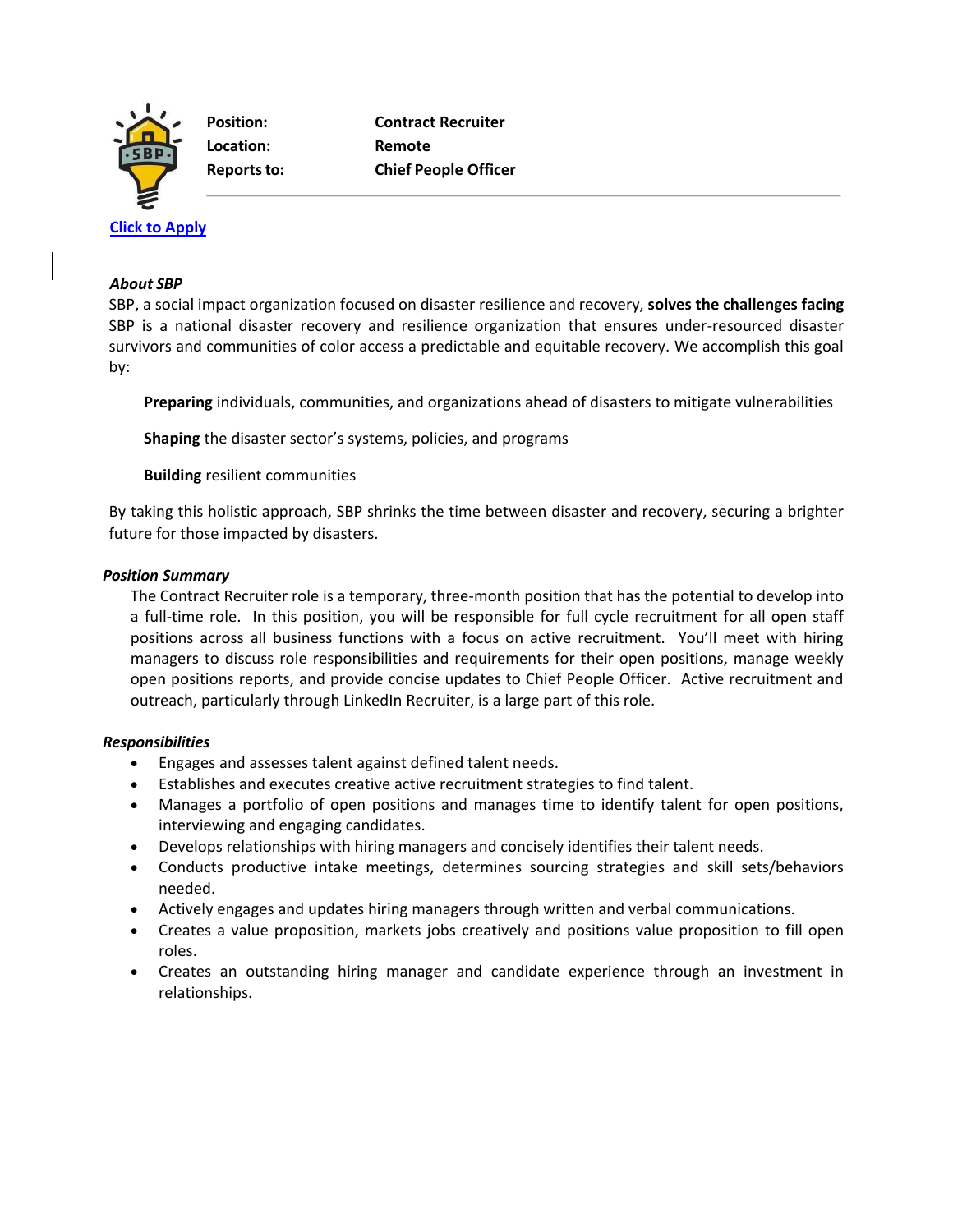**Position:** **Contract Recruiter**
**Location:** **Remote**
**Reports to:** **Chief People Officer**

[Click to Apply]

***About SBP***

SBP, a social impact organization focused on disaster resilience and recovery, **solves the challenges facing** SBP is a national disaster recovery and resilience organization that ensures under-resourced disaster survivors and communities of color access a predictable and equitable recovery. We accomplish this goal by:

**Preparing** individuals, communities, and organizations ahead of disasters to mitigate vulnerabilities

**Shaping** the disaster sector's systems, policies, and programs

**Building** resilient communities

By taking this holistic approach, SBP shrinks the time between disaster and recovery, securing a brighter future for those impacted by disasters.

***Position Summary***

The Contract Recruiter role is a temporary, three-month position that has the potential to develop into a full-time role. In this position, you will be responsible for full cycle recruitment for all open staff positions across all business functions with a focus on active recruitment. You'll meet with hiring managers to discuss role responsibilities and requirements for their open positions, manage weekly open positions reports, and provide concise updates to Chief People Officer. Active recruitment and outreach, particularly through LinkedIn Recruiter, is a large part of this role.

***Responsibilities***

- Engages and assesses talent against defined talent needs.
- Establishes and executes creative active recruitment strategies to find talent.
- Manages a portfolio of open positions and manages time to identify talent for open positions, interviewing and engaging candidates.
- Develops relationships with hiring managers and concisely identifies their talent needs.
- Conducts productive intake meetings, determines sourcing strategies and skill sets/behaviors needed.
- Actively engages and updates hiring managers through written and verbal communications.
- Creates a value proposition, markets jobs creatively and positions value proposition to fill open roles.
- Creates an outstanding hiring manager and candidate experience through an investment in relationships.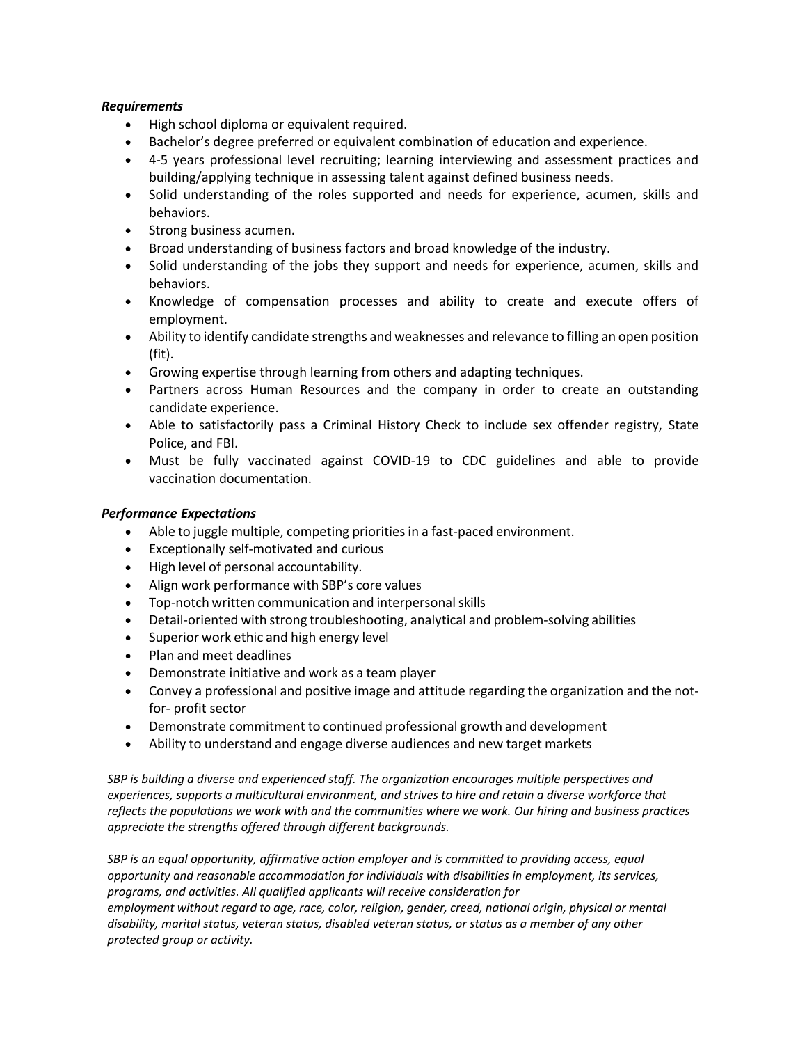***Requirements***

- High school diploma or equivalent required.
- Bachelor's degree preferred or equivalent combination of education and experience.
- 4-5 years professional level recruiting; learning interviewing and assessment practices and building/applying technique in assessing talent against defined business needs.
- Solid understanding of the roles supported and needs for experience, acumen, skills and behaviors.
- Strong business acumen.
- Broad understanding of business factors and broad knowledge of the industry.
- Solid understanding of the jobs they support and needs for experience, acumen, skills and behaviors.
- Knowledge of compensation processes and ability to create and execute offers of employment.
- Ability to identify candidate strengths and weaknesses and relevance to filling an open position (fit).
- Growing expertise through learning from others and adapting techniques.
- Partners across Human Resources and the company in order to create an outstanding candidate experience.
- Able to satisfactorily pass a Criminal History Check to include sex offender registry, State Police, and FBI.
- Must be fully vaccinated against COVID-19 to CDC guidelines and able to provide vaccination documentation.

***Performance Expectations***

- Able to juggle multiple, competing priorities in a fast-paced environment.
- Exceptionally self-motivated and curious
- High level of personal accountability.
- Align work performance with SBP's core values
- Top-notch written communication and interpersonal skills
- Detail-oriented with strong troubleshooting, analytical and problem-solving abilities
- Superior work ethic and high energy level
- Plan and meet deadlines
- Demonstrate initiative and work as a team player
- Convey a professional and positive image and attitude regarding the organization and the not-for- profit sector
- Demonstrate commitment to continued professional growth and development
- Ability to understand and engage diverse audiences and new target markets

*SBP is building a diverse and experienced staff. The organization encourages multiple perspectives and experiences, supports a multicultural environment, and strives to hire and retain a diverse workforce that reflects the populations we work with and the communities where we work. Our hiring and business practices appreciate the strengths offered through different backgrounds.*

*SBP is an equal opportunity, affirmative action employer and is committed to providing access, equal opportunity and reasonable accommodation for individuals with disabilities in employment, its services, programs, and activities. All qualified applicants will receive consideration for employment without regard to age, race, color, religion, gender, creed, national origin, physical or mental disability, marital status, veteran status, disabled veteran status, or status as a member of any other protected group or activity.*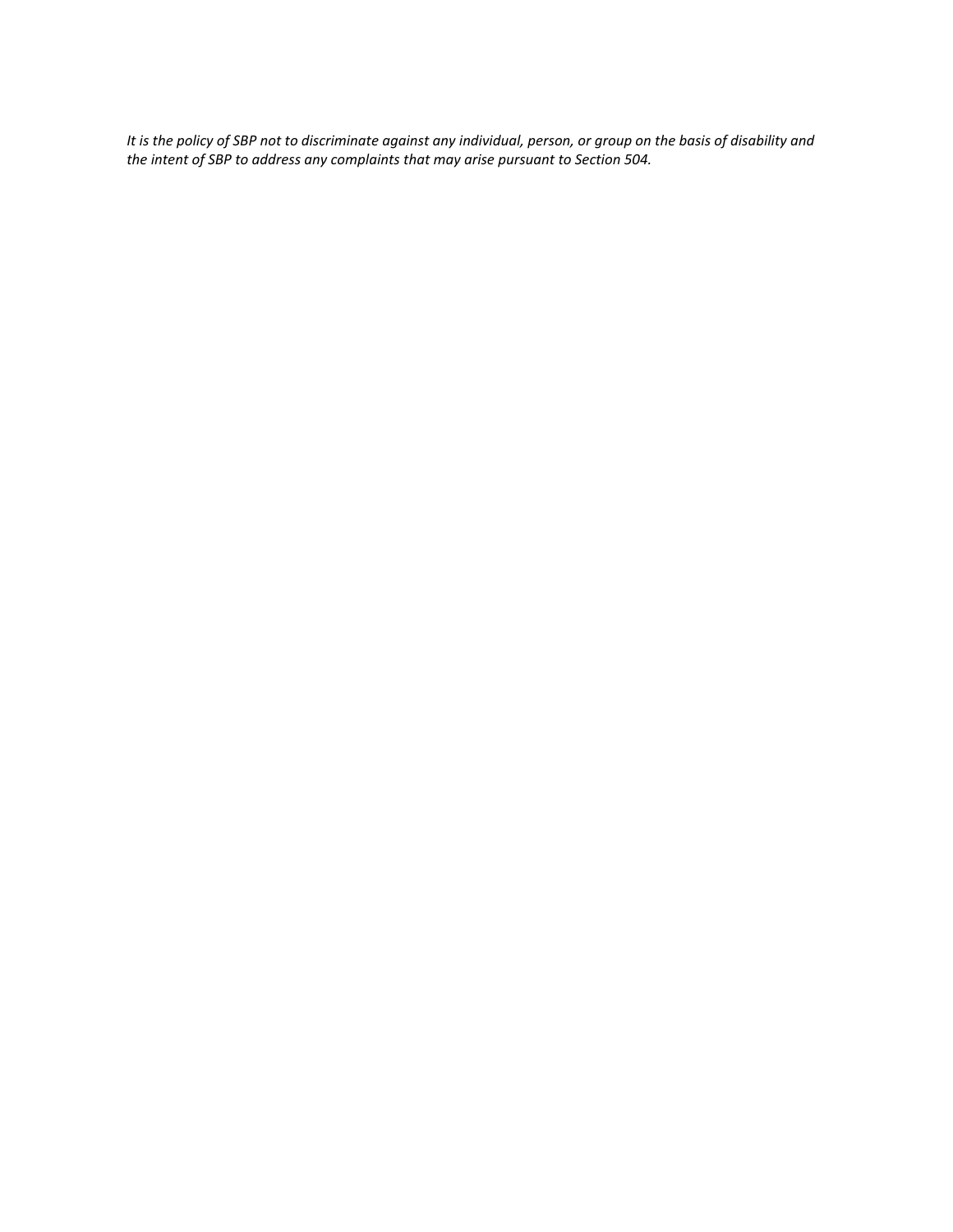*It is the policy of SBP not to discriminate against any individual, person, or group on the basis of disability and the intent of SBP to address any complaints that may arise pursuant to Section 504.*